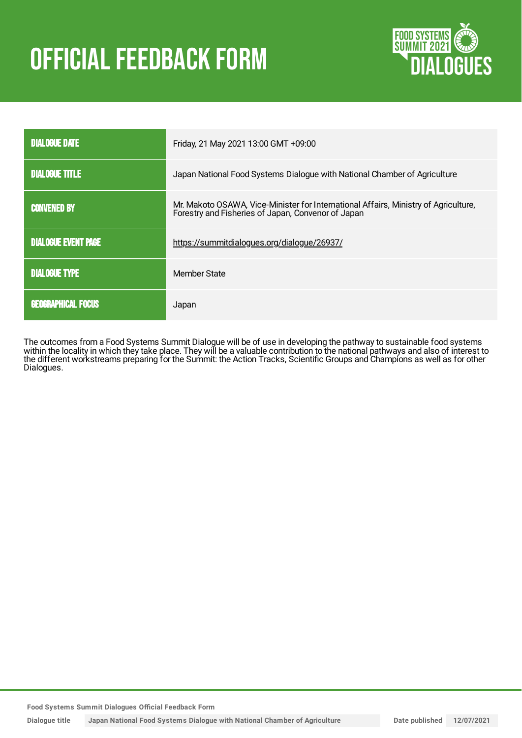# OFFICIAL FEEDBACK FORM

| | |
|---|---|
| DIALOGUE DATE | Friday, 21 May 2021 13:00 GMT +09:00 |
| DIALOGUE TITLE | Japan National Food Systems Dialogue with National Chamber of Agriculture |
| CONVENED BY | Mr. Makoto OSAWA, Vice-Minister for International Affairs, Ministry of Agriculture, Forestry and Fisheries of Japan, Convenor of Japan |
| DIALOGUE EVENT PAGE | https://summitdialogues.org/dialogue/26937/ |
| DIALOGUE TYPE | Member State |
| GEOGRAPHICAL FOCUS | Japan |

The outcomes from a Food Systems Summit Dialogue will be of use in developing the pathway to sustainable food systems within the locality in which they take place. They will be a valuable contribution to the national pathways and also of interest to the different workstreams preparing for the Summit: the Action Tracks, Scientific Groups and Champions as well as for other Dialogues.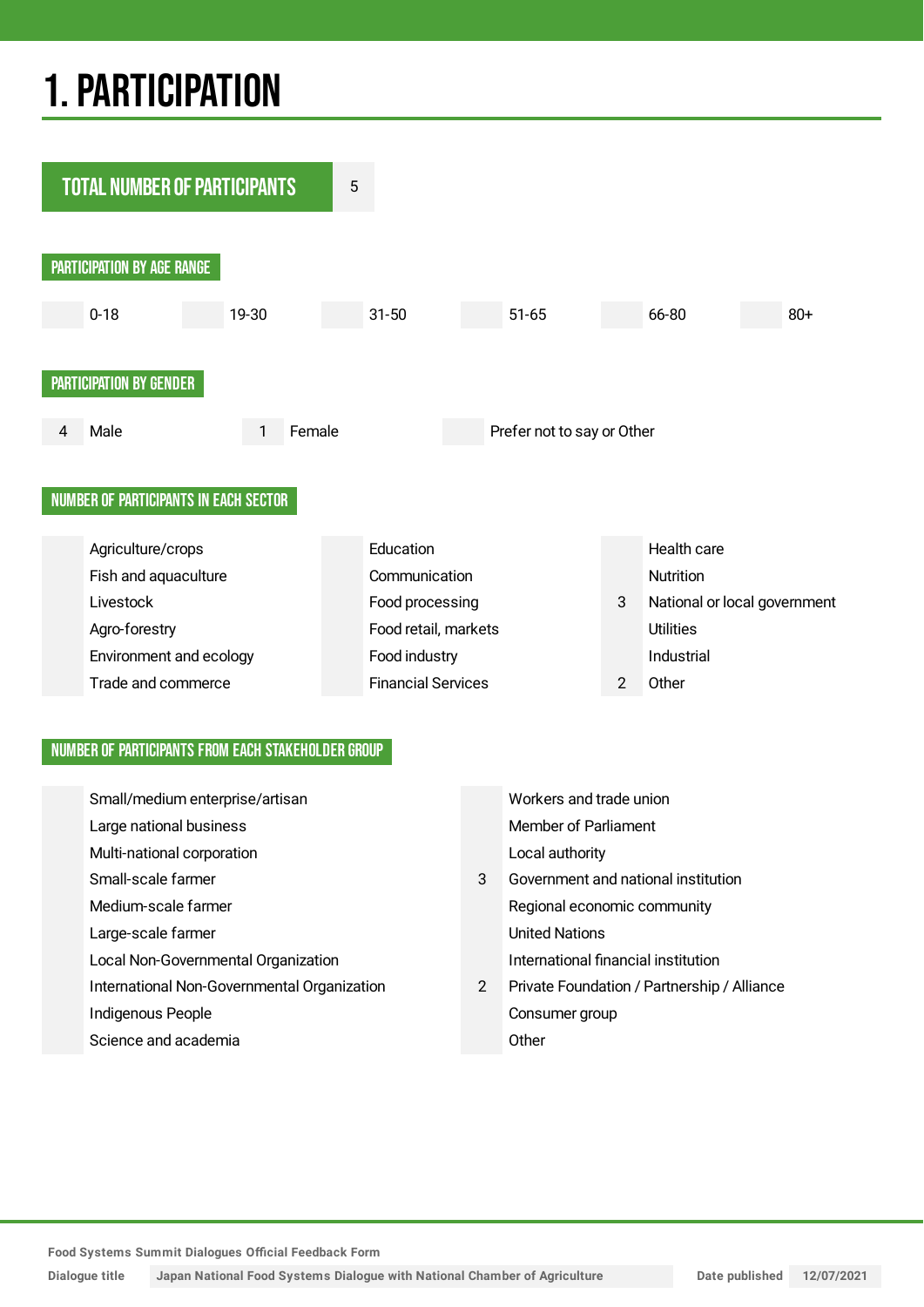# 1. PARTICIPATION

| TOTAL NUMBER OF PARTICIPANTS | 5 |
|---|---|

## PARTICIPATION BY AGE RANGE

| | 0-18 | | 19-30 | | 31-50 | | 51-65 | | 66-80 | | 80+ |
|---|---|---|---|---|---|---|---|---|---|---|---|

## PARTICIPATION BY GENDER

| 4 | Male | 1 | Female | | Prefer not to say or Other |
|---|---|---|---|---|---|

## NUMBER OF PARTICIPANTS IN EACH SECTOR

| | | | | | |
|---|---|---|---|---|---|
| | Agriculture/crops | | Education | | Health care |
| | Fish and aquaculture | | Communication | | Nutrition |
| | Livestock | | Food processing | 3 | National or local government |
| | Agro-forestry | | Food retail, markets | | Utilities |
| | Environment and ecology | | Food industry | | Industrial |
| | Trade and commerce | | Financial Services | 2 | Other |

## NUMBER OF PARTICIPANTS FROM EACH STAKEHOLDER GROUP

| | | | |
|---|---|---|---|
| | Small/medium enterprise/artisan | | Workers and trade union |
| | Large national business | | Member of Parliament |
| | Multi-national corporation | | Local authority |
| | Small-scale farmer | 3 | Government and national institution |
| | Medium-scale farmer | | Regional economic community |
| | Large-scale farmer | | United Nations |
| | Local Non-Governmental Organization | | International financial institution |
| | International Non-Governmental Organization | 2 | Private Foundation / Partnership / Alliance |
| | Indigenous People | | Consumer group |
| | Science and academia | | Other |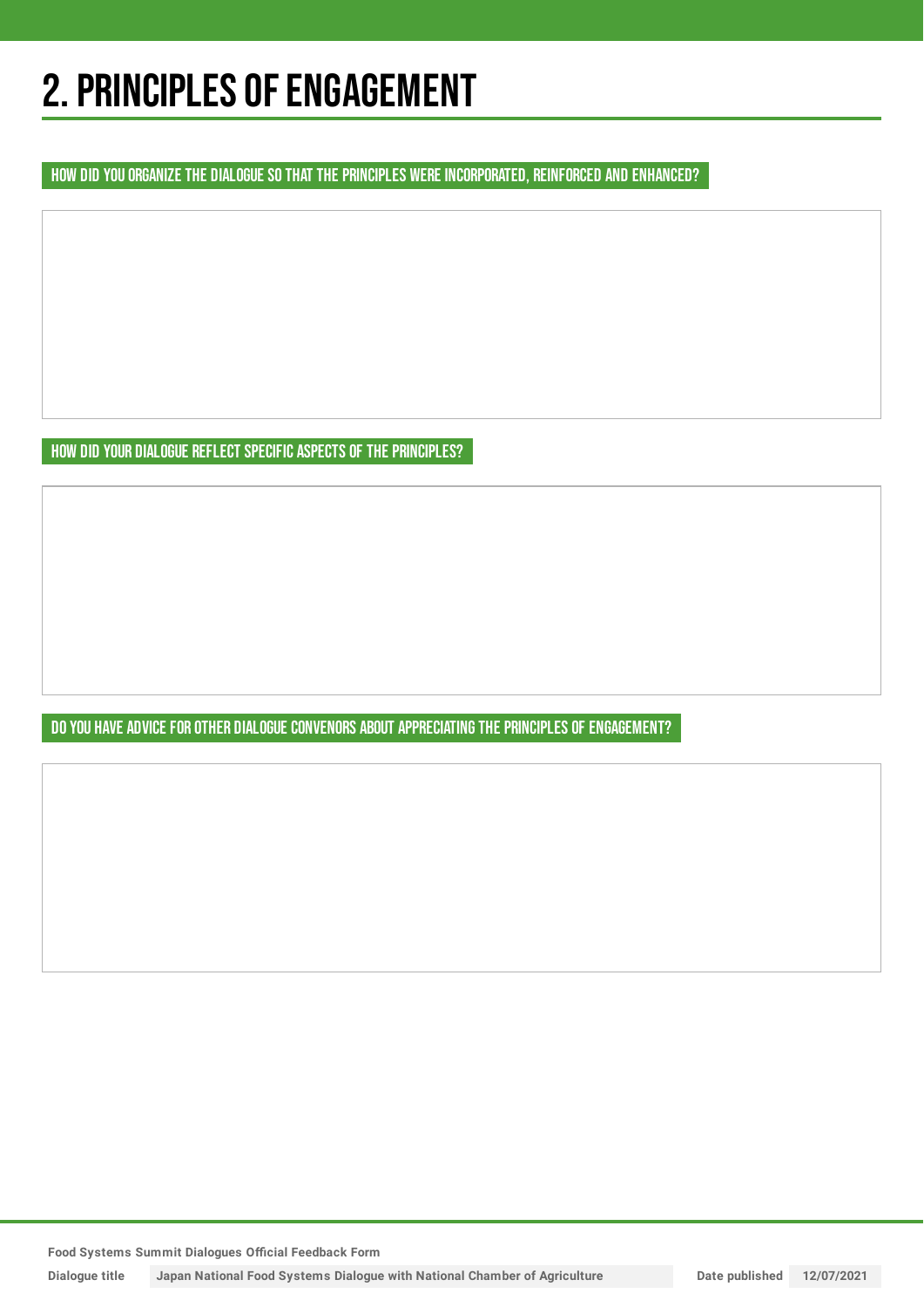# 2. PRINCIPLES OF ENGAGEMENT

### HOW DID YOU ORGANIZE THE DIALOGUE SO THAT THE PRINCIPLES WERE INCORPORATED, REINFORCED AND ENHANCED?

### HOW DID YOUR DIALOGUE REFLECT SPECIFIC ASPECTS OF THE PRINCIPLES?

### DO YOU HAVE ADVICE FOR OTHER DIALOGUE CONVENORS ABOUT APPRECIATING THE PRINCIPLES OF ENGAGEMENT?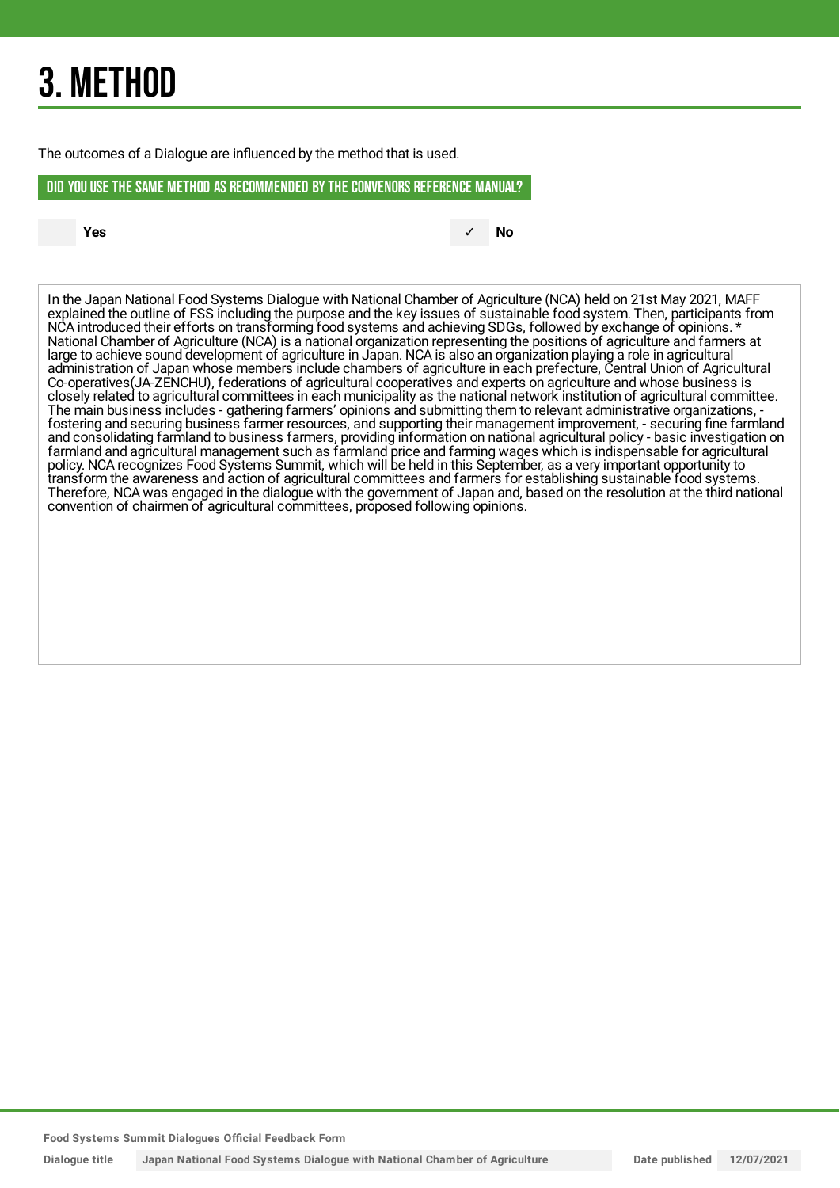# 3. METHOD

The outcomes of a Dialogue are influenced by the method that is used.

## DID YOU USE THE SAME METHOD AS RECOMMENDED BY THE CONVENORS REFERENCE MANUAL?

| | |
|---|---|
| Yes | ✓ No |

In the Japan National Food Systems Dialogue with National Chamber of Agriculture (NCA) held on 21st May 2021, MAFF explained the outline of FSS including the purpose and the key issues of sustainable food system. Then, participants from NCA introduced their efforts on transforming food systems and achieving SDGs, followed by exchange of opinions. * National Chamber of Agriculture (NCA) is a national organization representing the positions of agriculture and farmers at large to achieve sound development of agriculture in Japan. NCA is also an organization playing a role in agricultural administration of Japan whose members include chambers of agriculture in each prefecture, Central Union of Agricultural Co-operatives(JA-ZENCHU), federations of agricultural cooperatives and experts on agriculture and whose business is closely related to agricultural committees in each municipality as the national network institution of agricultural committee. The main business includes - gathering farmers' opinions and submitting them to relevant administrative organizations, - fostering and securing business farmer resources, and supporting their management improvement, - securing fine farmland and consolidating farmland to business farmers, providing information on national agricultural policy - basic investigation on farmland and agricultural management such as farmland price and farming wages which is indispensable for agricultural policy. NCA recognizes Food Systems Summit, which will be held in this September, as a very important opportunity to transform the awareness and action of agricultural committees and farmers for establishing sustainable food systems. Therefore, NCA was engaged in the dialogue with the government of Japan and, based on the resolution at the third national convention of chairmen of agricultural committees, proposed following opinions.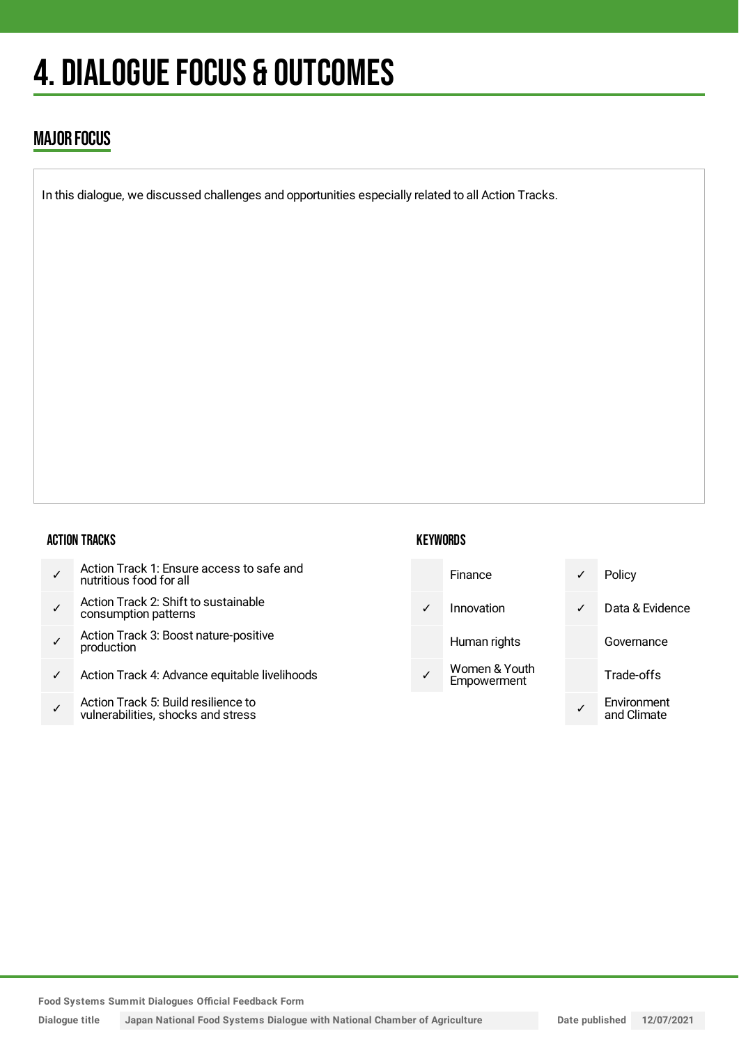# 4. DIALOGUE FOCUS & OUTCOMES

## MAJOR FOCUS

In this dialogue, we discussed challenges and opportunities especially related to all Action Tracks.

### ACTION TRACKS

| | |
|---|---|
| ✓ | Action Track 1: Ensure access to safe and nutritious food for all |
| ✓ | Action Track 2: Shift to sustainable consumption patterns |
| ✓ | Action Track 3: Boost nature-positive production |
| ✓ | Action Track 4: Advance equitable livelihoods |
| ✓ | Action Track 5: Build resilience to vulnerabilities, shocks and stress |

### KEYWORDS

| | | | |
|---|---|---|---|
| | Finance | ✓ | Policy |
| ✓ | Innovation | ✓ | Data & Evidence |
| | Human rights | | Governance |
| ✓ | Women & Youth Empowerment | | Trade-offs |
| | | ✓ | Environment and Climate |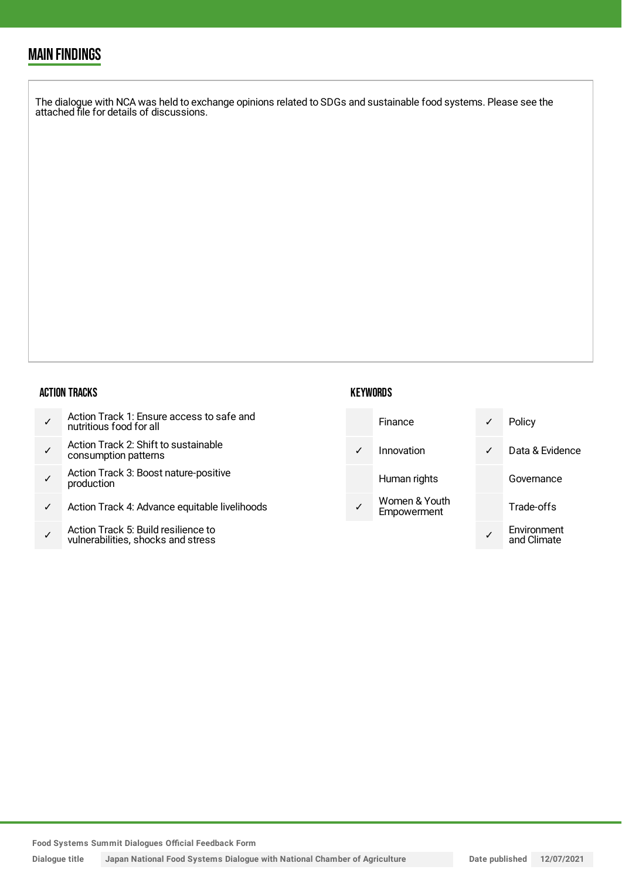## MAIN FINDINGS

The dialogue with NCA was held to exchange opinions related to SDGs and sustainable food systems. Please see the attached file for details of discussions.

### ACTION TRACKS

| | |
|---|---|
| ✓ | Action Track 1: Ensure access to safe and nutritious food for all |
| ✓ | Action Track 2: Shift to sustainable consumption patterns |
| ✓ | Action Track 3: Boost nature-positive production |
| ✓ | Action Track 4: Advance equitable livelihoods |
| ✓ | Action Track 5: Build resilience to vulnerabilities, shocks and stress |

### KEYWORDS

| | | | |
|---|---|---|---|
| | Finance | ✓ | Policy |
| ✓ | Innovation | ✓ | Data & Evidence |
| | Human rights | | Governance |
| ✓ | Women & Youth Empowerment | | Trade-offs |
| | | ✓ | Environment and Climate |

Food Systems Summit Dialogues Official Feedback Form

| Dialogue title | Japan National Food Systems Dialogue with National Chamber of Agriculture | Date published | 12/07/2021 |
|---|---|---|---|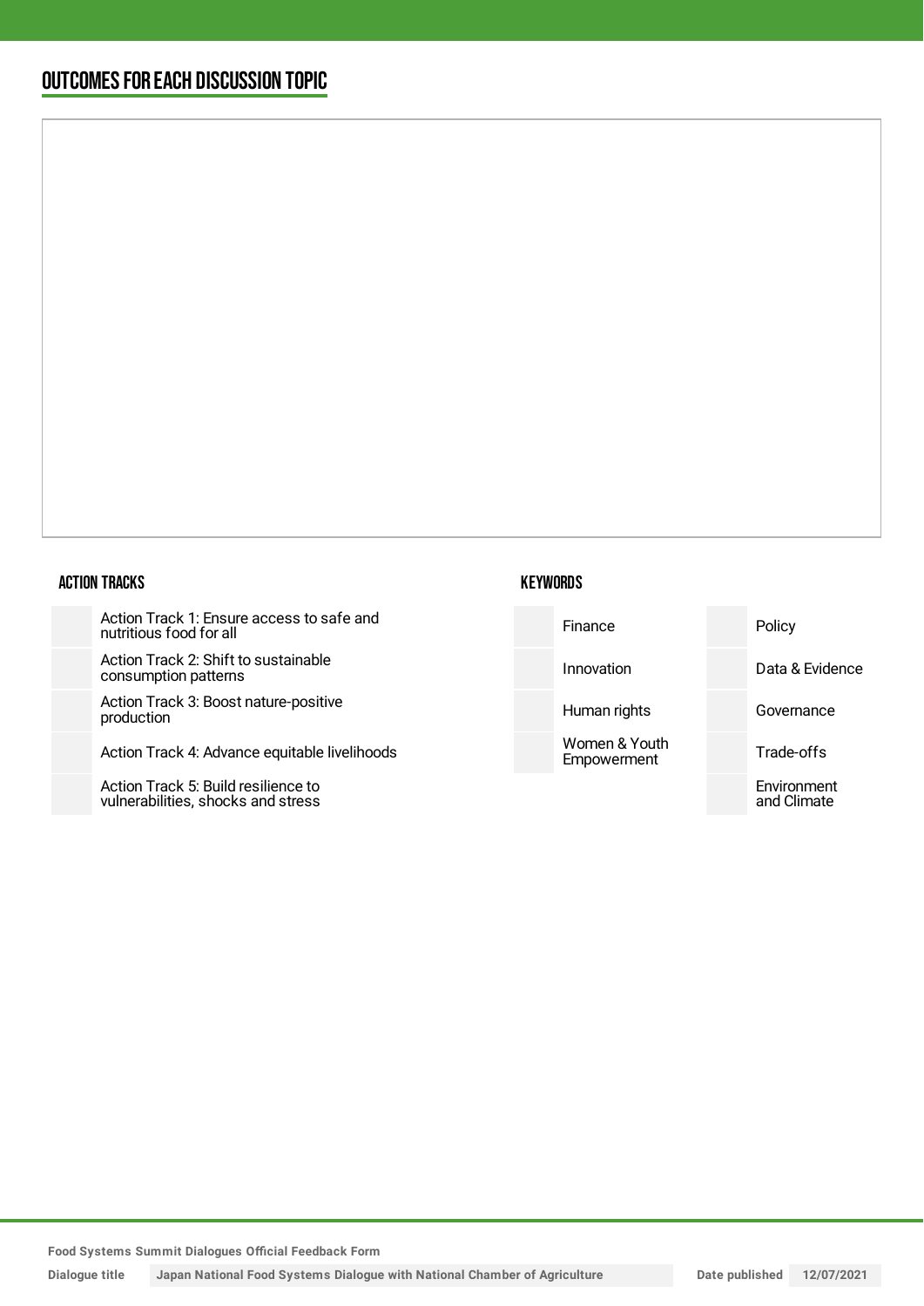## OUTCOMES FOR EACH DISCUSSION TOPIC

### ACTION TRACKS

| | |
|---|---|
| | Action Track 1: Ensure access to safe and nutritious food for all |
| | Action Track 2: Shift to sustainable consumption patterns |
| | Action Track 3: Boost nature-positive production |
| | Action Track 4: Advance equitable livelihoods |
| | Action Track 5: Build resilience to vulnerabilities, shocks and stress |

### KEYWORDS

| | | | |
|---|---|---|---|
| | Finance | | Policy |
| | Innovation | | Data & Evidence |
| | Human rights | | Governance |
| | Women & Youth Empowerment | | Trade-offs |
| | | | Environment and Climate |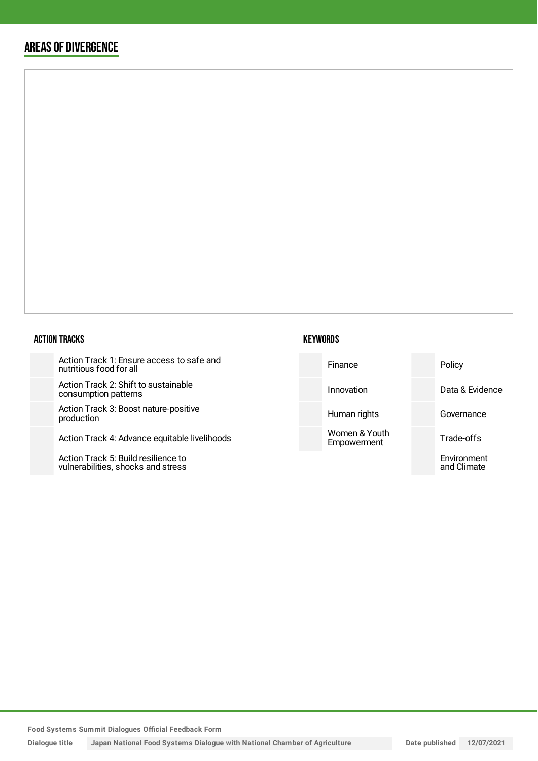## AREAS OF DIVERGENCE

### ACTION TRACKS

- Action Track 1: Ensure access to safe and nutritious food for all
- Action Track 2: Shift to sustainable consumption patterns
- Action Track 3: Boost nature-positive production
- Action Track 4: Advance equitable livelihoods
- Action Track 5: Build resilience to vulnerabilities, shocks and stress

### KEYWORDS

- Finance
- Innovation
- Human rights
- Women & Youth Empowerment
- Policy
- Data & Evidence
- Governance
- Trade-offs
- Environment and Climate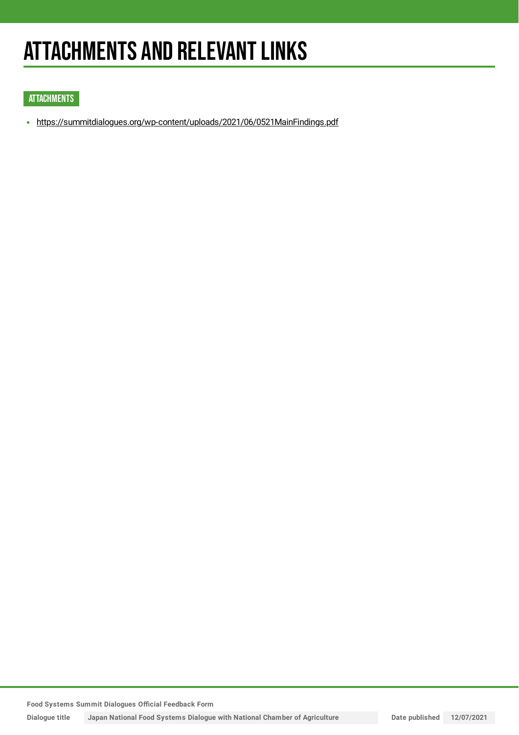# ATTACHMENTS AND RELEVANT LINKS

## ATTACHMENTS

- https://summitdialogues.org/wp-content/uploads/2021/06/0521MainFindings.pdf